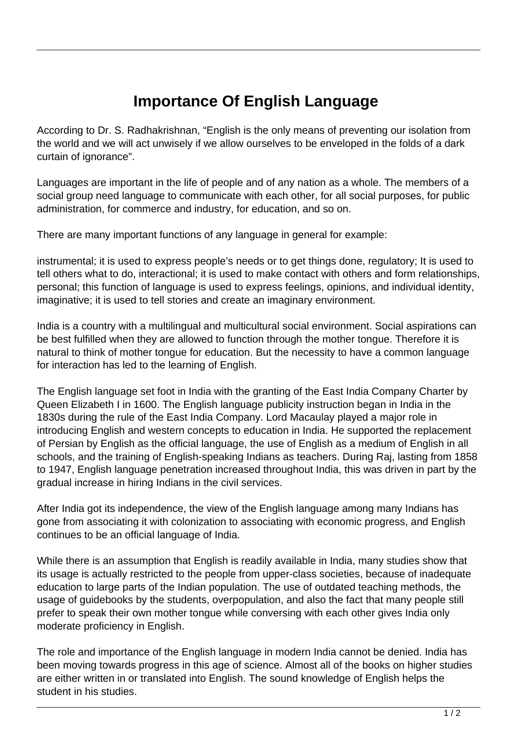# Importance Of English Language

According to Dr. S. Radhakrishnan, "English is the only means of preventing our isolation from the world and we will act unwisely if we allow ourselves to be enveloped in the folds of a dark curtain of ignorance".

Languages are important in the life of people and of any nation as a whole. The members of a social group need language to communicate with each other, for all social purposes, for public administration, for commerce and industry, for education, and so on.

There are many important functions of any language in general for example:

instrumental; it is used to express people's needs or to get things done, regulatory; It is used to tell others what to do, interactional; it is used to make contact with others and form relationships, personal; this function of language is used to express feelings, opinions, and individual identity, imaginative; it is used to tell stories and create an imaginary environment.

India is a country with a multilingual and multicultural social environment. Social aspirations can be best fulfilled when they are allowed to function through the mother tongue. Therefore it is natural to think of mother tongue for education. But the necessity to have a common language for interaction has led to the learning of English.

The English language set foot in India with the granting of the East India Company Charter by Queen Elizabeth I in 1600. The English language publicity instruction began in India in the 1830s during the rule of the East India Company. Lord Macaulay played a major role in introducing English and western concepts to education in India. He supported the replacement of Persian by English as the official language, the use of English as a medium of English in all schools, and the training of English-speaking Indians as teachers. During Raj, lasting from 1858 to 1947, English language penetration increased throughout India, this was driven in part by the gradual increase in hiring Indians in the civil services.

After India got its independence, the view of the English language among many Indians has gone from associating it with colonization to associating with economic progress, and English continues to be an official language of India.

While there is an assumption that English is readily available in India, many studies show that its usage is actually restricted to the people from upper-class societies, because of inadequate education to large parts of the Indian population. The use of outdated teaching methods, the usage of guidebooks by the students, overpopulation, and also the fact that many people still prefer to speak their own mother tongue while conversing with each other gives India only moderate proficiency in English.

The role and importance of the English language in modern India cannot be denied. India has been moving towards progress in this age of science. Almost all of the books on higher studies are either written in or translated into English. The sound knowledge of English helps the student in his studies.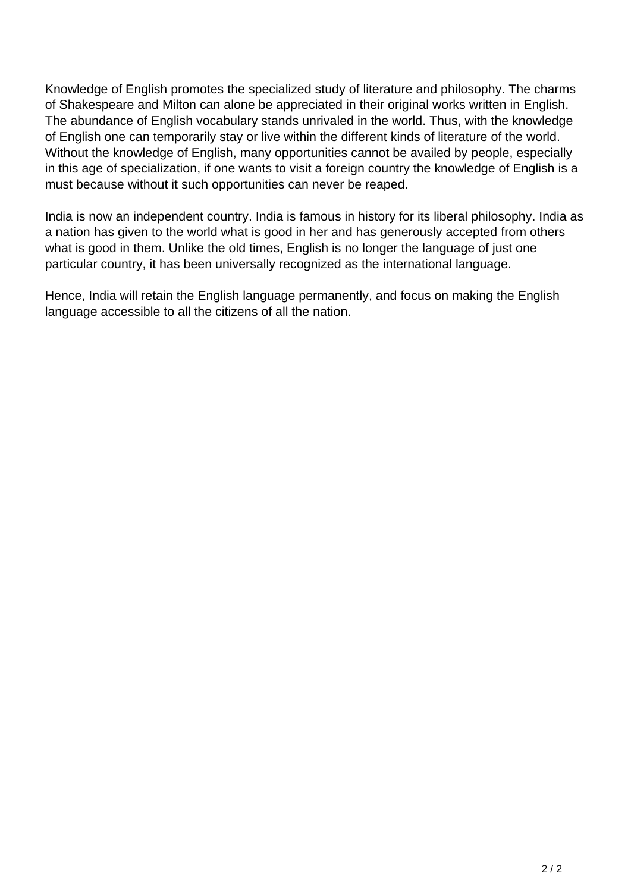Knowledge of English promotes the specialized study of literature and philosophy. The charms of Shakespeare and Milton can alone be appreciated in their original works written in English. The abundance of English vocabulary stands unrivaled in the world. Thus, with the knowledge of English one can temporarily stay or live within the different kinds of literature of the world. Without the knowledge of English, many opportunities cannot be availed by people, especially in this age of specialization, if one wants to visit a foreign country the knowledge of English is a must because without it such opportunities can never be reaped.

India is now an independent country. India is famous in history for its liberal philosophy. India as a nation has given to the world what is good in her and has generously accepted from others what is good in them. Unlike the old times, English is no longer the language of just one particular country, it has been universally recognized as the international language.

Hence, India will retain the English language permanently, and focus on making the English language accessible to all the citizens of all the nation.